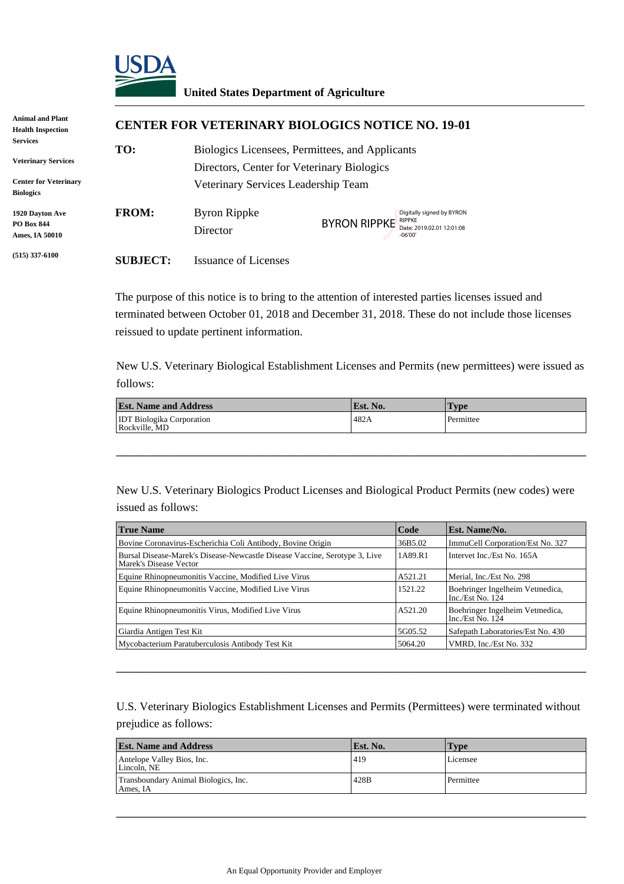**United States Department of Agriculture**

**Animal and Plant Health Inspection Services**

**Veterinary Services**

**Center for Veterinary Biologics**

**1920 Dayton Ave**
**PO Box 844**
**Ames, IA 50010**

**(515) 337-6100**

# CENTER FOR VETERINARY BIOLOGICS NOTICE NO. 19-01

**TO:** Biologics Licensees, Permittees, and Applicants
Directors, Center for Veterinary Biologics
Veterinary Services Leadership Team

**FROM:** Byron Rippke
Director

BYRON RIPPKE — Digitally signed by BYRON RIPPKE Date: 2019.02.01 12:01:08 -06'00'

**SUBJECT:** Issuance of Licenses

The purpose of this notice is to bring to the attention of interested parties licenses issued and terminated between October 01, 2018 and December 31, 2018. These do not include those licenses reissued to update pertinent information.

New U.S. Veterinary Biological Establishment Licenses and Permits (new permittees) were issued as follows:

| Est. Name and Address | Est. No. | Type |
| --- | --- | --- |
| IDT Biologika Corporation<br>Rockville, MD | 482A | Permittee |

---

New U.S. Veterinary Biologics Product Licenses and Biological Product Permits (new codes) were issued as follows:

| True Name | Code | Est. Name/No. |
| --- | --- | --- |
| Bovine Coronavirus-Escherichia Coli Antibody, Bovine Origin | 36B5.02 | ImmuCell Corporation/Est No. 327 |
| Bursal Disease-Marek's Disease-Newcastle Disease Vaccine, Serotype 3, Live Marek's Disease Vector | 1A89.R1 | Intervet Inc./Est No. 165A |
| Equine Rhinopneumonitis Vaccine, Modified Live Virus | A521.21 | Merial, Inc./Est No. 298 |
| Equine Rhinopneumonitis Vaccine, Modified Live Virus | 1521.22 | Boehringer Ingelheim Vetmedica, Inc./Est No. 124 |
| Equine Rhinopneumonitis Virus, Modified Live Virus | A521.20 | Boehringer Ingelheim Vetmedica, Inc./Est No. 124 |
| Giardia Antigen Test Kit | 5G05.52 | Safepath Laboratories/Est No. 430 |
| Mycobacterium Paratuberculosis Antibody Test Kit | 5064.20 | VMRD, Inc./Est No. 332 |

---

U.S. Veterinary Biologics Establishment Licenses and Permits (Permittees) were terminated without prejudice as follows:

| Est. Name and Address | Est. No. | Type |
| --- | --- | --- |
| Antelope Valley Bios, Inc.<br>Lincoln, NE | 419 | Licensee |
| Transboundary Animal Biologics, Inc.<br>Ames, IA | 428B | Permittee |

---

An Equal Opportunity Provider and Employer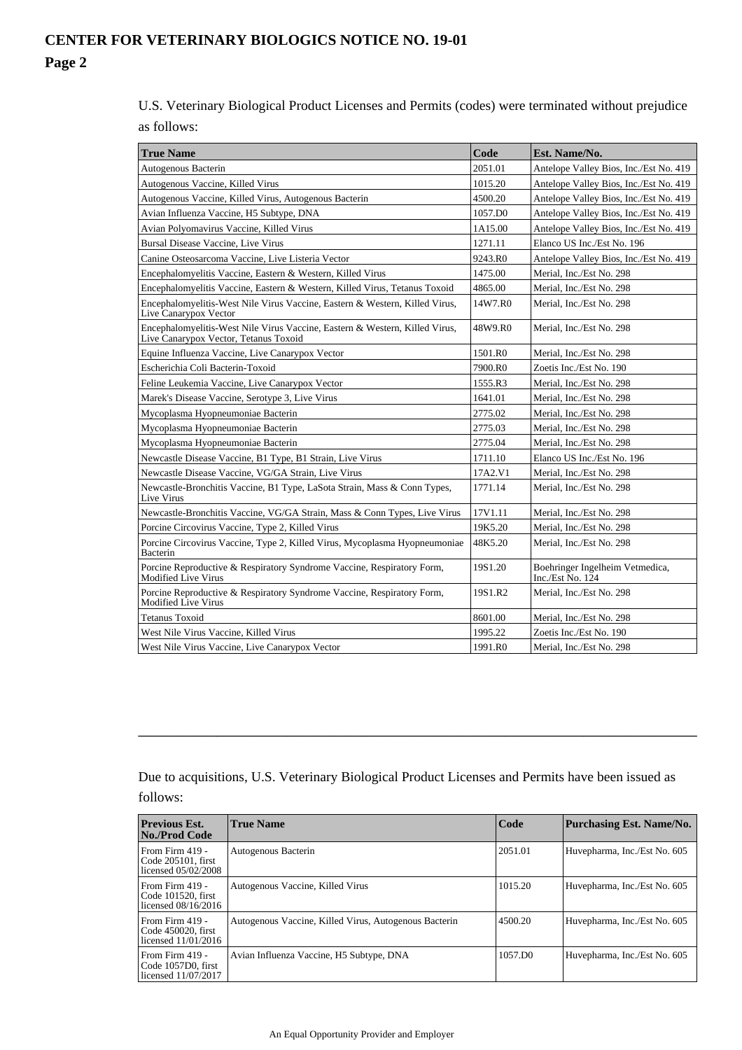U.S. Veterinary Biological Product Licenses and Permits (codes) were terminated without prejudice as follows:

| True Name | Code | Est. Name/No. |
|---|---|---|
| Autogenous Bacterin | 2051.01 | Antelope Valley Bios, Inc./Est No. 419 |
| Autogenous Vaccine, Killed Virus | 1015.20 | Antelope Valley Bios, Inc./Est No. 419 |
| Autogenous Vaccine, Killed Virus, Autogenous Bacterin | 4500.20 | Antelope Valley Bios, Inc./Est No. 419 |
| Avian Influenza Vaccine, H5 Subtype, DNA | 1057.D0 | Antelope Valley Bios, Inc./Est No. 419 |
| Avian Polyomavirus Vaccine, Killed Virus | 1A15.00 | Antelope Valley Bios, Inc./Est No. 419 |
| Bursal Disease Vaccine, Live Virus | 1271.11 | Elanco US Inc./Est No. 196 |
| Canine Osteosarcoma Vaccine, Live Listeria Vector | 9243.R0 | Antelope Valley Bios, Inc./Est No. 419 |
| Encephalomyelitis Vaccine, Eastern & Western, Killed Virus | 1475.00 | Merial, Inc./Est No. 298 |
| Encephalomyelitis Vaccine, Eastern & Western, Killed Virus, Tetanus Toxoid | 4865.00 | Merial, Inc./Est No. 298 |
| Encephalomyelitis-West Nile Virus Vaccine, Eastern & Western, Killed Virus, Live Canarypox Vector | 14W7.R0 | Merial, Inc./Est No. 298 |
| Encephalomyelitis-West Nile Virus Vaccine, Eastern & Western, Killed Virus, Live Canarypox Vector, Tetanus Toxoid | 48W9.R0 | Merial, Inc./Est No. 298 |
| Equine Influenza Vaccine, Live Canarypox Vector | 1501.R0 | Merial, Inc./Est No. 298 |
| Escherichia Coli Bacterin-Toxoid | 7900.R0 | Zoetis Inc./Est No. 190 |
| Feline Leukemia Vaccine, Live Canarypox Vector | 1555.R3 | Merial, Inc./Est No. 298 |
| Marek's Disease Vaccine, Serotype 3, Live Virus | 1641.01 | Merial, Inc./Est No. 298 |
| Mycoplasma Hyopneumoniae Bacterin | 2775.02 | Merial, Inc./Est No. 298 |
| Mycoplasma Hyopneumoniae Bacterin | 2775.03 | Merial, Inc./Est No. 298 |
| Mycoplasma Hyopneumoniae Bacterin | 2775.04 | Merial, Inc./Est No. 298 |
| Newcastle Disease Vaccine, B1 Type, B1 Strain, Live Virus | 1711.10 | Elanco US Inc./Est No. 196 |
| Newcastle Disease Vaccine, VG/GA Strain, Live Virus | 17A2.V1 | Merial, Inc./Est No. 298 |
| Newcastle-Bronchitis Vaccine, B1 Type, LaSota Strain, Mass & Conn Types, Live Virus | 1771.14 | Merial, Inc./Est No. 298 |
| Newcastle-Bronchitis Vaccine, VG/GA Strain, Mass & Conn Types, Live Virus | 17V1.11 | Merial, Inc./Est No. 298 |
| Porcine Circovirus Vaccine, Type 2, Killed Virus | 19K5.20 | Merial, Inc./Est No. 298 |
| Porcine Circovirus Vaccine, Type 2, Killed Virus, Mycoplasma Hyopneumoniae Bacterin | 48K5.20 | Merial, Inc./Est No. 298 |
| Porcine Reproductive & Respiratory Syndrome Vaccine, Respiratory Form, Modified Live Virus | 19S1.20 | Boehringer Ingelheim Vetmedica, Inc./Est No. 124 |
| Porcine Reproductive & Respiratory Syndrome Vaccine, Respiratory Form, Modified Live Virus | 19S1.R2 | Merial, Inc./Est No. 298 |
| Tetanus Toxoid | 8601.00 | Merial, Inc./Est No. 298 |
| West Nile Virus Vaccine, Killed Virus | 1995.22 | Zoetis Inc./Est No. 190 |
| West Nile Virus Vaccine, Live Canarypox Vector | 1991.R0 | Merial, Inc./Est No. 298 |

---

Due to acquisitions, U.S. Veterinary Biological Product Licenses and Permits have been issued as follows:

| Previous Est. No./Prod Code | True Name | Code | Purchasing Est. Name/No. |
|---|---|---|---|
| From Firm 419 - Code 205101, first licensed 05/02/2008 | Autogenous Bacterin | 2051.01 | Huvepharma, Inc./Est No. 605 |
| From Firm 419 - Code 101520, first licensed 08/16/2016 | Autogenous Vaccine, Killed Virus | 1015.20 | Huvepharma, Inc./Est No. 605 |
| From Firm 419 - Code 450020, first licensed 11/01/2016 | Autogenous Vaccine, Killed Virus, Autogenous Bacterin | 4500.20 | Huvepharma, Inc./Est No. 605 |
| From Firm 419 - Code 1057D0, first licensed 11/07/2017 | Avian Influenza Vaccine, H5 Subtype, DNA | 1057.D0 | Huvepharma, Inc./Est No. 605 |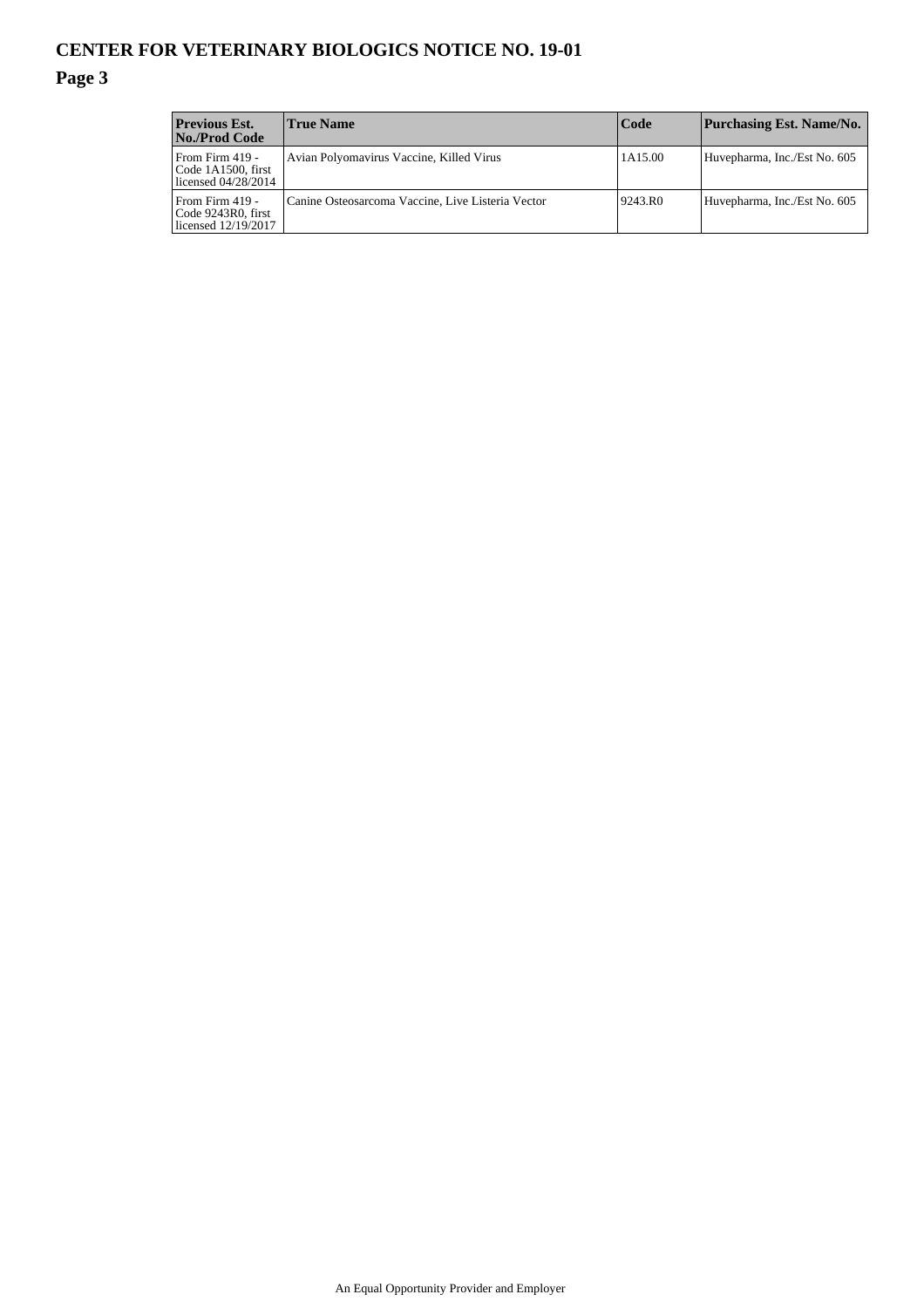| Previous Est. No./Prod Code | True Name | Code | Purchasing Est. Name/No. |
|---|---|---|---|
| From Firm 419 - Code 1A1500, first licensed 04/28/2014 | Avian Polyomavirus Vaccine, Killed Virus | 1A15.00 | Huvepharma, Inc./Est No. 605 |
| From Firm 419 - Code 9243R0, first licensed 12/19/2017 | Canine Osteosarcoma Vaccine, Live Listeria Vector | 9243.R0 | Huvepharma, Inc./Est No. 605 |